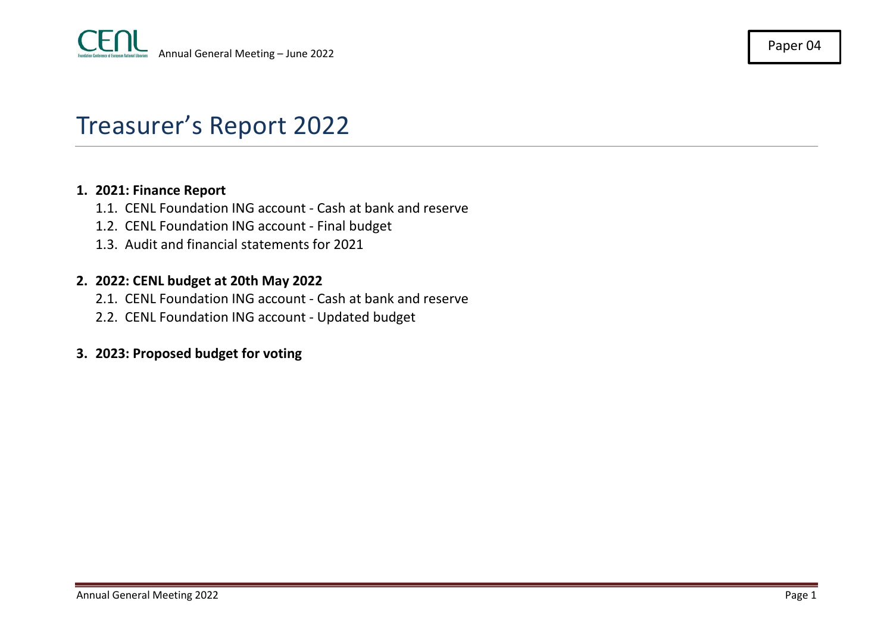Paper 04

# Treasurer's Report 2022

1. **2021: Finance Report**
   1.1. CENL Foundation ING account - Cash at bank and reserve
   1.2. CENL Foundation ING account - Final budget
   1.3. Audit and financial statements for 2021

2. **2022: CENL budget at 20th May 2022**
   2.1. CENL Foundation ING account - Cash at bank and reserve
   2.2. CENL Foundation ING account - Updated budget

3. **2023: Proposed budget for voting**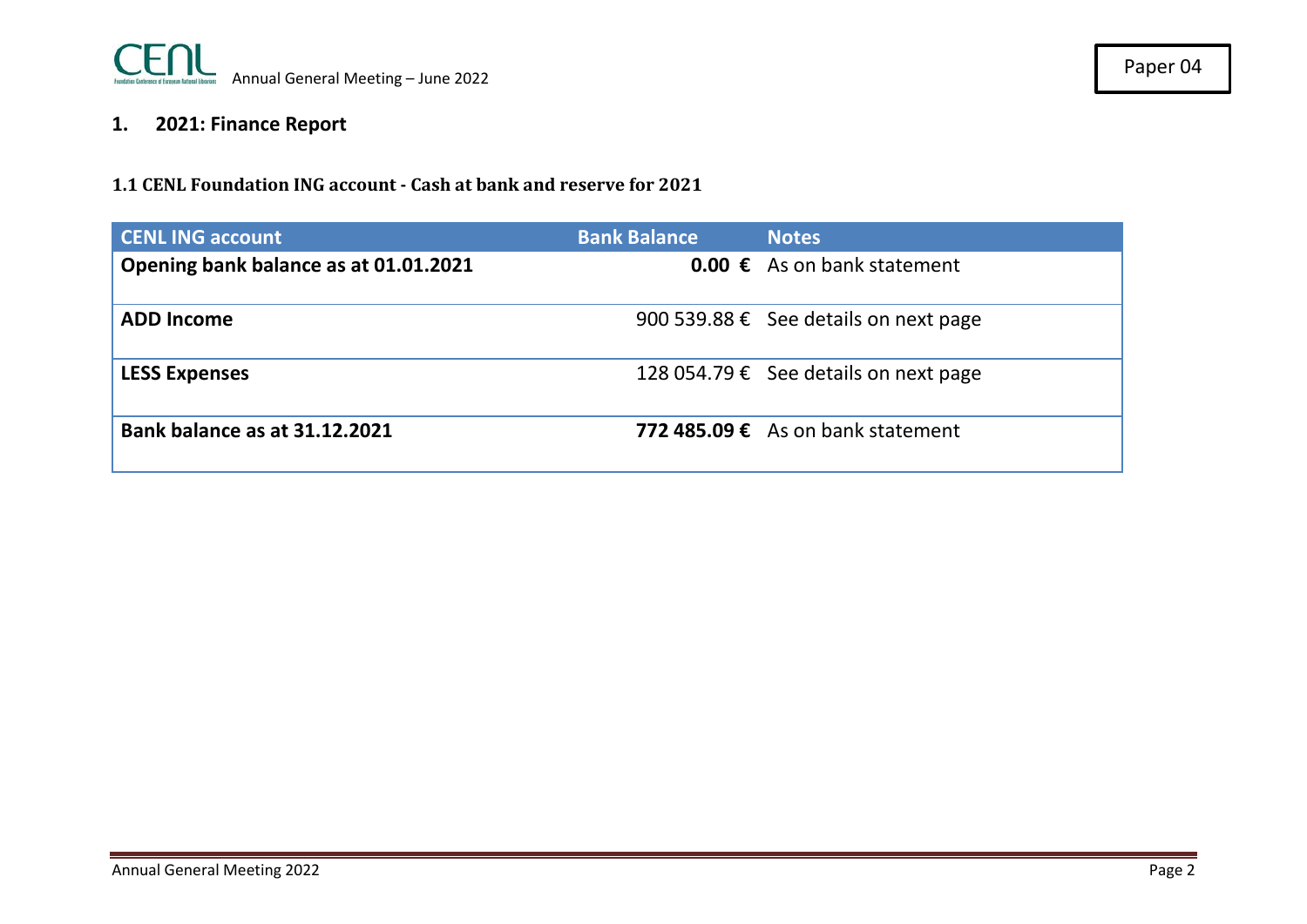Paper 04

# 1. 2021: Finance Report

## 1.1 CENL Foundation ING account - Cash at bank and reserve for 2021

| CENL ING account | Bank Balance | Notes |
|---|---|---|
| **Opening bank balance as at 01.01.2021** | **0.00 €** | As on bank statement |
| **ADD Income** | 900 539.88 € | See details on next page |
| **LESS Expenses** | 128 054.79 € | See details on next page |
| **Bank balance as at 31.12.2021** | **772 485.09 €** | As on bank statement |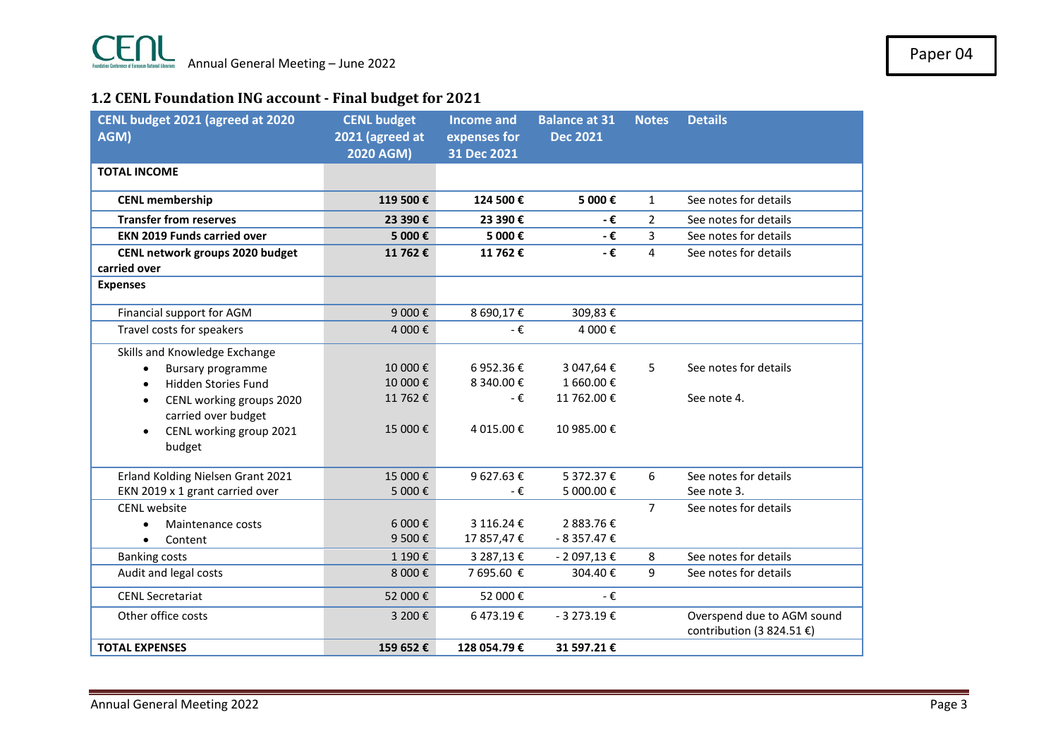## 1.2 CENL Foundation ING account - Final budget for 2021

| CENL budget 2021 (agreed at 2020 AGM) | CENL budget 2021 (agreed at 2020 AGM) | Income and expenses for 31 Dec 2021 | Balance at 31 Dec 2021 | Notes | Details |
|---|---|---|---|---|---|
| **TOTAL INCOME** | | | | | |
| **CENL membership** | **119 500 €** | **124 500 €** | **5 000 €** | 1 | See notes for details |
| **Transfer from reserves** | **23 390 €** | **23 390 €** | **- €** | 2 | See notes for details |
| **EKN 2019 Funds carried over** | **5 000 €** | **5 000 €** | **- €** | 3 | See notes for details |
| **CENL network groups 2020 budget carried over** | **11 762 €** | **11 762 €** | **- €** | 4 | See notes for details |
| **Expenses** | | | | | |
| Financial support for AGM | 9 000 € | 8 690,17 € | 309,83 € | | |
| Travel costs for speakers | 4 000 € | - € | 4 000 € | | |
| Skills and Knowledge Exchange | | | | | |
| • Bursary programme | 10 000 € | 6 952.36 € | 3 047,64 € | 5 | See notes for details |
| • Hidden Stories Fund | 10 000 € | 8 340.00 € | 1 660.00 € | | |
| • CENL working groups 2020 carried over budget | 11 762 € | - € | 11 762.00 € | | See note 4. |
| • CENL working group 2021 budget | 15 000 € | 4 015.00 € | 10 985.00 € | | |
| Erland Kolding Nielsen Grant 2021 | 15 000 € | 9 627.63 € | 5 372.37 € | 6 | See notes for details |
| EKN 2019 x 1 grant carried over | 5 000 € | - € | 5 000.00 € | | See note 3. |
| CENL website | | | | 7 | See notes for details |
| • Maintenance costs | 6 000 € | 3 116.24 € | 2 883.76 € | | |
| • Content | 9 500 € | 17 857,47 € | - 8 357.47 € | | |
| Banking costs | 1 190 € | 3 287,13 € | - 2 097,13 € | 8 | See notes for details |
| Audit and legal costs | 8 000 € | 7 695.60 € | 304.40 € | 9 | See notes for details |
| CENL Secretariat | 52 000 € | 52 000 € | - € | | |
| Other office costs | 3 200 € | 6 473.19 € | - 3 273.19 € | | Overspend due to AGM sound contribution (3 824.51 €) |
| **TOTAL EXPENSES** | **159 652 €** | **128 054.79 €** | **31 597.21 €** | | |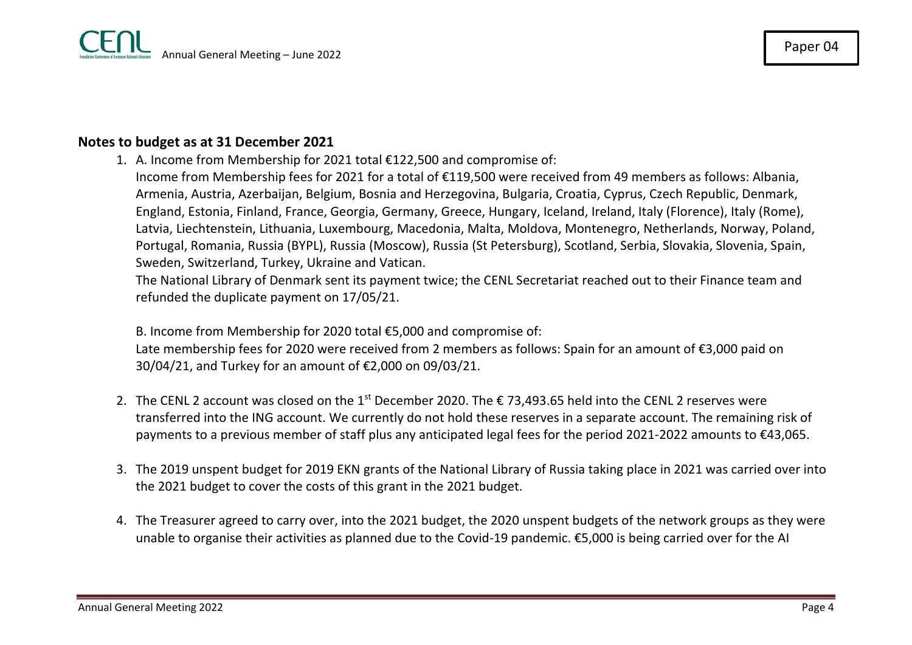**Notes to budget as at 31 December 2021**

1. A. Income from Membership for 2021 total €122,500 and compromise of:
   Income from Membership fees for 2021 for a total of €119,500 were received from 49 members as follows: Albania, Armenia, Austria, Azerbaijan, Belgium, Bosnia and Herzegovina, Bulgaria, Croatia, Cyprus, Czech Republic, Denmark, England, Estonia, Finland, France, Georgia, Germany, Greece, Hungary, Iceland, Ireland, Italy (Florence), Italy (Rome), Latvia, Liechtenstein, Lithuania, Luxembourg, Macedonia, Malta, Moldova, Montenegro, Netherlands, Norway, Poland, Portugal, Romania, Russia (BYPL), Russia (Moscow), Russia (St Petersburg), Scotland, Serbia, Slovakia, Slovenia, Spain, Sweden, Switzerland, Turkey, Ukraine and Vatican.
   The National Library of Denmark sent its payment twice; the CENL Secretariat reached out to their Finance team and refunded the duplicate payment on 17/05/21.

   B. Income from Membership for 2020 total €5,000 and compromise of:
   Late membership fees for 2020 were received from 2 members as follows: Spain for an amount of €3,000 paid on 30/04/21, and Turkey for an amount of €2,000 on 09/03/21.

2. The CENL 2 account was closed on the 1st December 2020. The € 73,493.65 held into the CENL 2 reserves were transferred into the ING account. We currently do not hold these reserves in a separate account. The remaining risk of payments to a previous member of staff plus any anticipated legal fees for the period 2021-2022 amounts to €43,065.

3. The 2019 unspent budget for 2019 EKN grants of the National Library of Russia taking place in 2021 was carried over into the 2021 budget to cover the costs of this grant in the 2021 budget.

4. The Treasurer agreed to carry over, into the 2021 budget, the 2020 unspent budgets of the network groups as they were unable to organise their activities as planned due to the Covid-19 pandemic. €5,000 is being carried over for the AI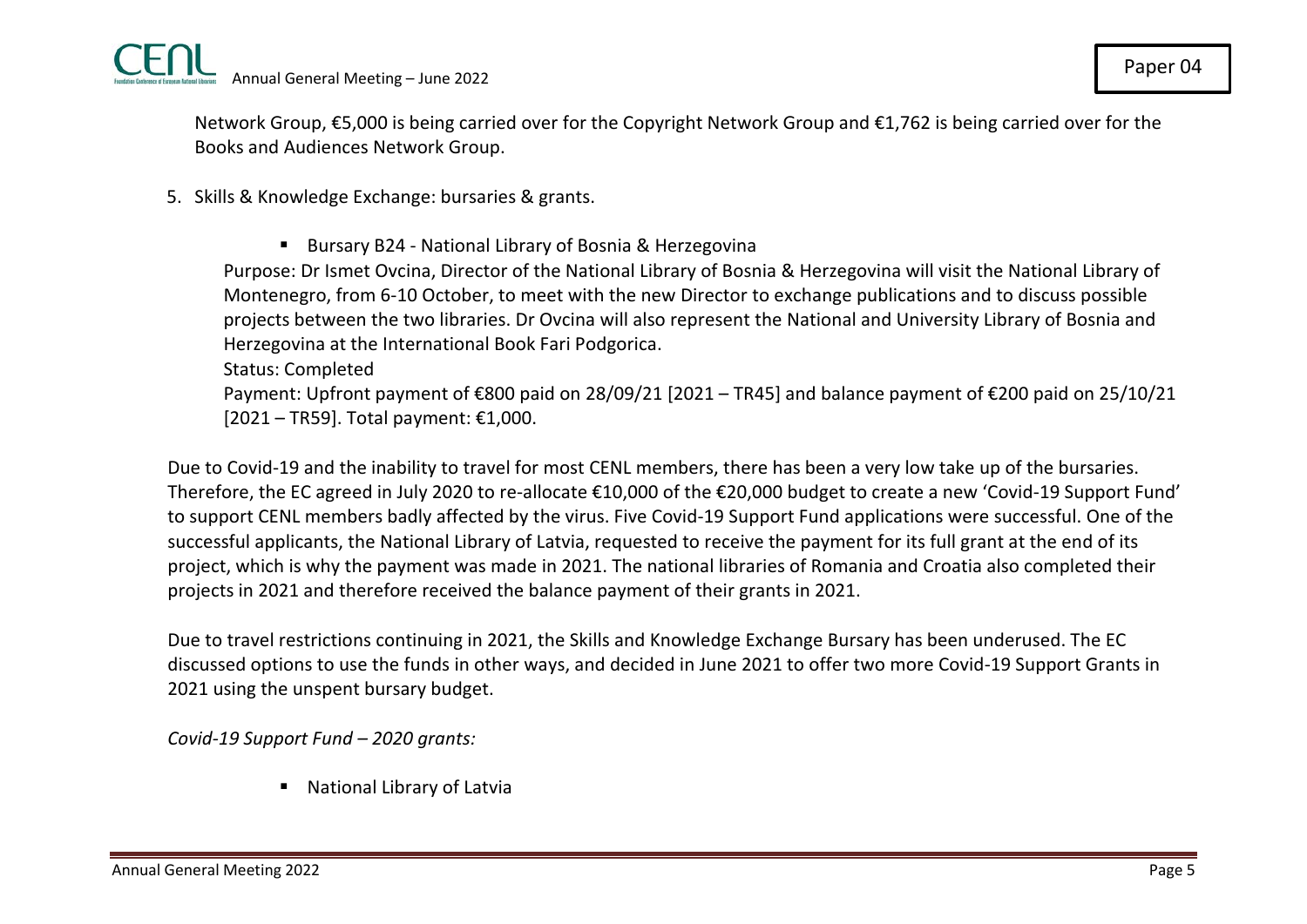Network Group, €5,000 is being carried over for the Copyright Network Group and €1,762 is being carried over for the Books and Audiences Network Group.

5. Skills & Knowledge Exchange: bursaries & grants.

   - Bursary B24 - National Library of Bosnia & Herzegovina

   Purpose: Dr Ismet Ovcina, Director of the National Library of Bosnia & Herzegovina will visit the National Library of Montenegro, from 6-10 October, to meet with the new Director to exchange publications and to discuss possible projects between the two libraries. Dr Ovcina will also represent the National and University Library of Bosnia and Herzegovina at the International Book Fari Podgorica.
   Status: Completed
   Payment: Upfront payment of €800 paid on 28/09/21 [2021 – TR45] and balance payment of €200 paid on 25/10/21 [2021 – TR59]. Total payment: €1,000.

Due to Covid-19 and the inability to travel for most CENL members, there has been a very low take up of the bursaries. Therefore, the EC agreed in July 2020 to re-allocate €10,000 of the €20,000 budget to create a new 'Covid-19 Support Fund' to support CENL members badly affected by the virus. Five Covid-19 Support Fund applications were successful. One of the successful applicants, the National Library of Latvia, requested to receive the payment for its full grant at the end of its project, which is why the payment was made in 2021. The national libraries of Romania and Croatia also completed their projects in 2021 and therefore received the balance payment of their grants in 2021.

Due to travel restrictions continuing in 2021, the Skills and Knowledge Exchange Bursary has been underused. The EC discussed options to use the funds in other ways, and decided in June 2021 to offer two more Covid-19 Support Grants in 2021 using the unspent bursary budget.

*Covid-19 Support Fund – 2020 grants:*

   - National Library of Latvia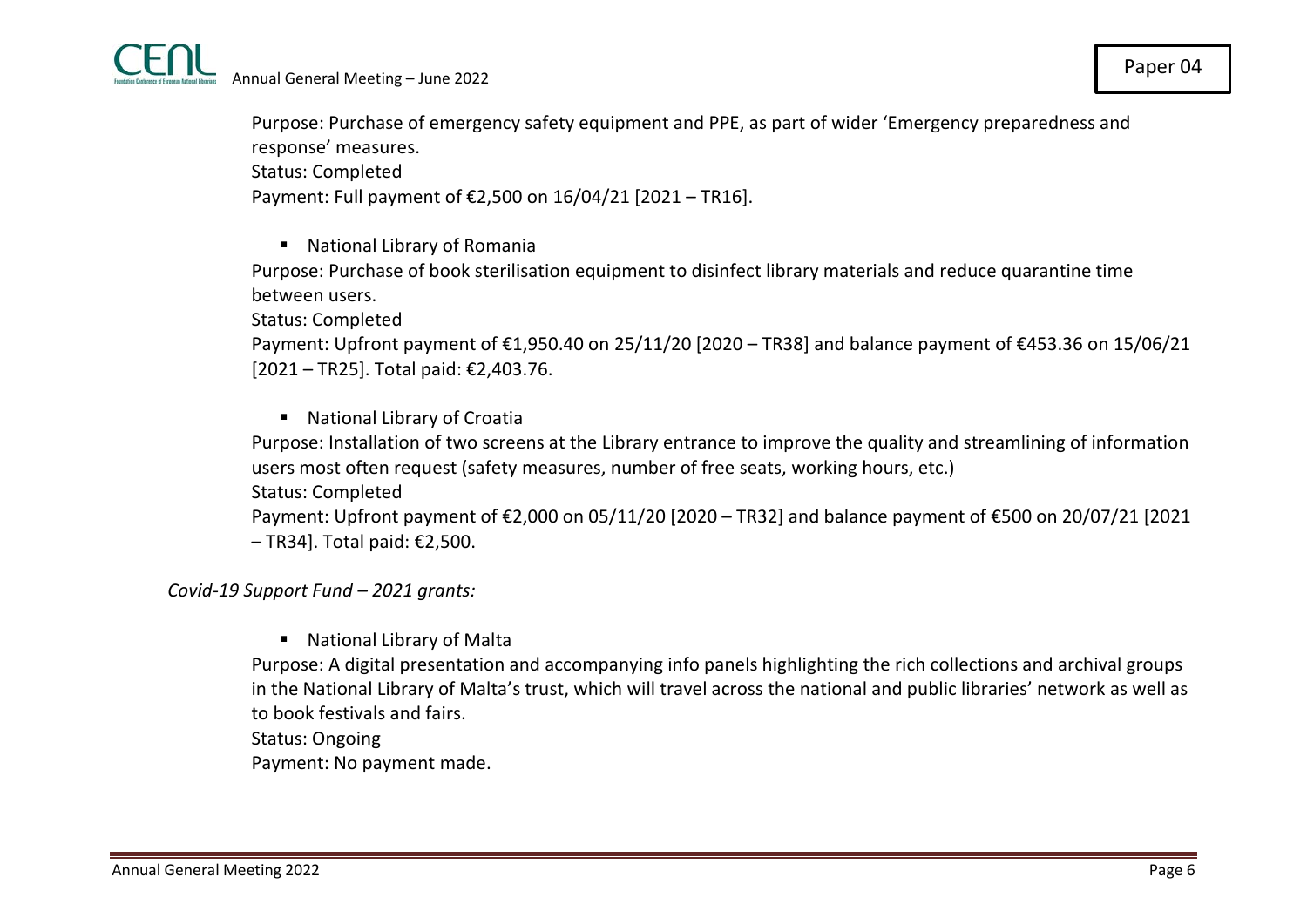Purpose: Purchase of emergency safety equipment and PPE, as part of wider 'Emergency preparedness and response' measures.
Status: Completed
Payment: Full payment of €2,500 on 16/04/21 [2021 – TR16].

- National Library of Romania

Purpose: Purchase of book sterilisation equipment to disinfect library materials and reduce quarantine time between users.
Status: Completed
Payment: Upfront payment of €1,950.40 on 25/11/20 [2020 – TR38] and balance payment of €453.36 on 15/06/21 [2021 – TR25]. Total paid: €2,403.76.

- National Library of Croatia

Purpose: Installation of two screens at the Library entrance to improve the quality and streamlining of information users most often request (safety measures, number of free seats, working hours, etc.)
Status: Completed
Payment: Upfront payment of €2,000 on 05/11/20 [2020 – TR32] and balance payment of €500 on 20/07/21 [2021 – TR34]. Total paid: €2,500.

*Covid-19 Support Fund – 2021 grants:*

- National Library of Malta

Purpose: A digital presentation and accompanying info panels highlighting the rich collections and archival groups in the National Library of Malta's trust, which will travel across the national and public libraries' network as well as to book festivals and fairs.
Status: Ongoing
Payment: No payment made.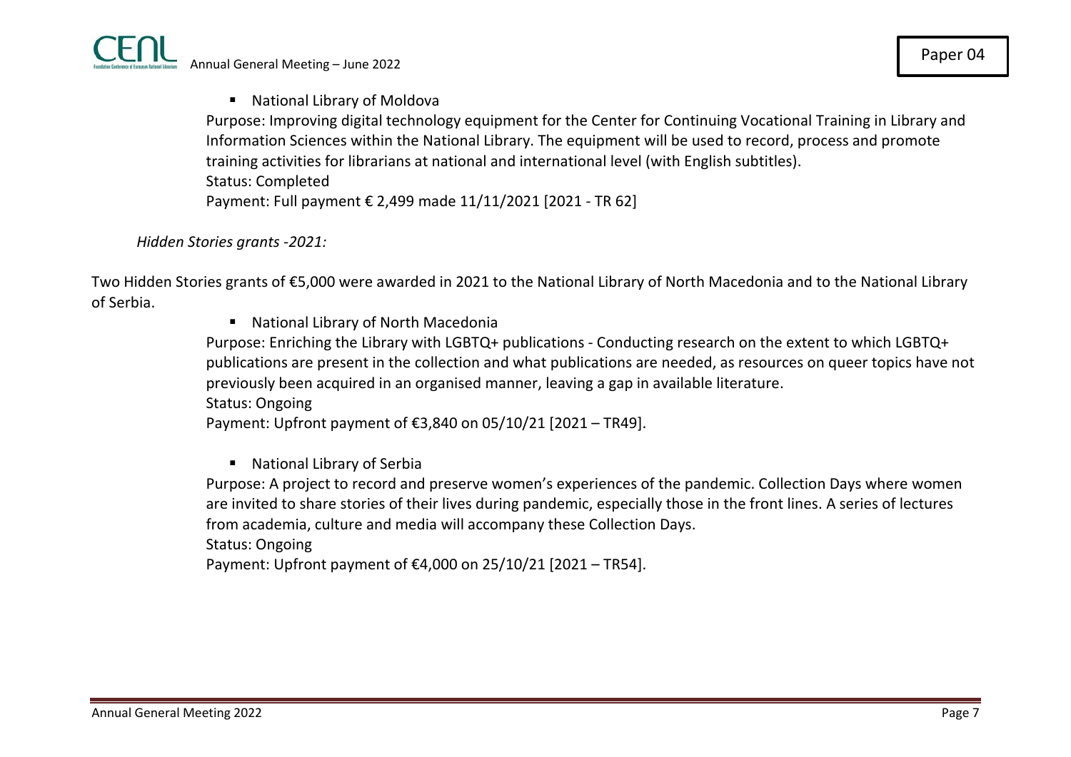- National Library of Moldova

  Purpose: Improving digital technology equipment for the Center for Continuing Vocational Training in Library and Information Sciences within the National Library. The equipment will be used to record, process and promote training activities for librarians at national and international level (with English subtitles).
  Status: Completed
  Payment: Full payment € 2,499 made 11/11/2021 [2021 - TR 62]

*Hidden Stories grants -2021:*

Two Hidden Stories grants of €5,000 were awarded in 2021 to the National Library of North Macedonia and to the National Library of Serbia.

- National Library of North Macedonia

  Purpose: Enriching the Library with LGBTQ+ publications - Conducting research on the extent to which LGBTQ+ publications are present in the collection and what publications are needed, as resources on queer topics have not previously been acquired in an organised manner, leaving a gap in available literature.
  Status: Ongoing
  Payment: Upfront payment of €3,840 on 05/10/21 [2021 – TR49].

- National Library of Serbia

  Purpose: A project to record and preserve women's experiences of the pandemic. Collection Days where women are invited to share stories of their lives during pandemic, especially those in the front lines. A series of lectures from academia, culture and media will accompany these Collection Days.
  Status: Ongoing
  Payment: Upfront payment of €4,000 on 25/10/21 [2021 – TR54].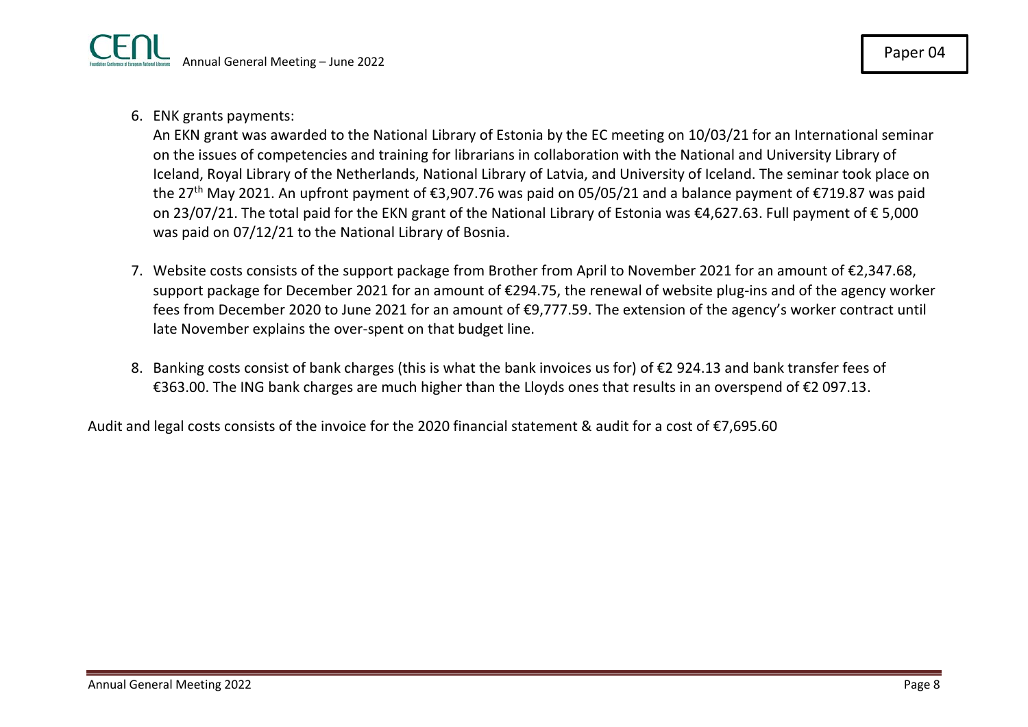6. ENK grants payments:
   An EKN grant was awarded to the National Library of Estonia by the EC meeting on 10/03/21 for an International seminar on the issues of competencies and training for librarians in collaboration with the National and University Library of Iceland, Royal Library of the Netherlands, National Library of Latvia, and University of Iceland. The seminar took place on the 27th May 2021. An upfront payment of €3,907.76 was paid on 05/05/21 and a balance payment of €719.87 was paid on 23/07/21. The total paid for the EKN grant of the National Library of Estonia was €4,627.63. Full payment of € 5,000 was paid on 07/12/21 to the National Library of Bosnia.

7. Website costs consists of the support package from Brother from April to November 2021 for an amount of €2,347.68, support package for December 2021 for an amount of €294.75, the renewal of website plug-ins and of the agency worker fees from December 2020 to June 2021 for an amount of €9,777.59. The extension of the agency's worker contract until late November explains the over-spent on that budget line.

8. Banking costs consist of bank charges (this is what the bank invoices us for) of €2 924.13 and bank transfer fees of €363.00. The ING bank charges are much higher than the Lloyds ones that results in an overspend of €2 097.13.

Audit and legal costs consists of the invoice for the 2020 financial statement & audit for a cost of €7,695.60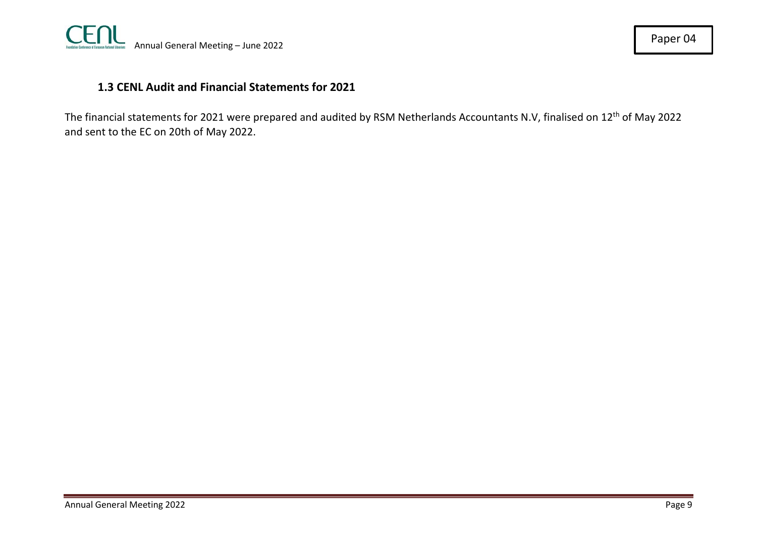### 1.3 CENL Audit and Financial Statements for 2021

The financial statements for 2021 were prepared and audited by RSM Netherlands Accountants N.V, finalised on 12th of May 2022 and sent to the EC on 20th of May 2022.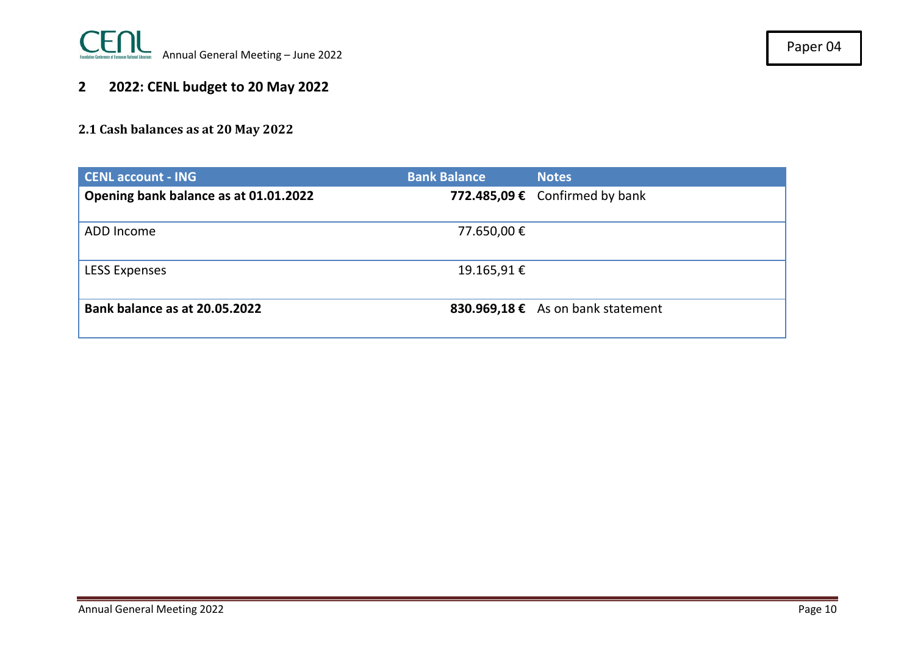Paper 04

## 2 2022: CENL budget to 20 May 2022

### 2.1 Cash balances as at 20 May 2022

| CENL account - ING | Bank Balance | Notes |
|---|---|---|
| **Opening bank balance as at 01.01.2022** | **772.485,09 €** | Confirmed by bank |
| ADD Income | 77.650,00 € | |
| LESS Expenses | 19.165,91 € | |
| **Bank balance as at 20.05.2022** | **830.969,18 €** | As on bank statement |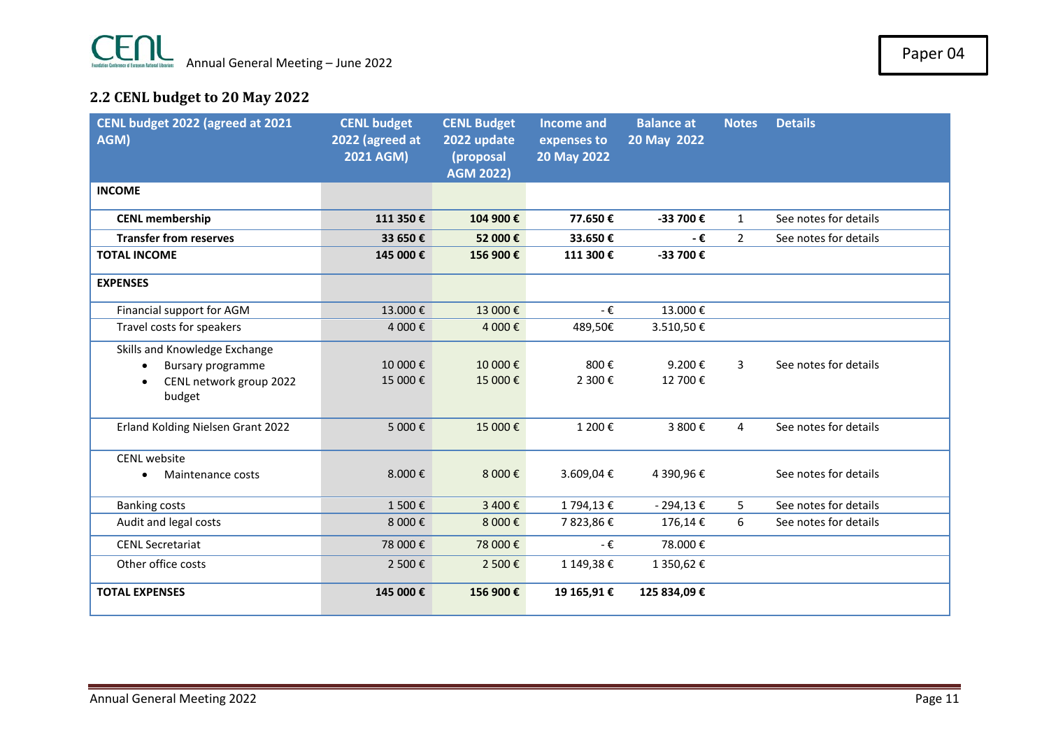## 2.2 CENL budget to 20 May 2022

| CENL budget 2022 (agreed at 2021 AGM) | CENL budget 2022 (agreed at 2021 AGM) | CENL Budget 2022 update (proposal AGM 2022) | Income and expenses to 20 May 2022 | Balance at 20 May 2022 | Notes | Details |
|---|---|---|---|---|---|---|
| **INCOME** | | | | | | |
| **CENL membership** | **111 350 €** | **104 900 €** | **77.650 €** | **-33 700 €** | 1 | See notes for details |
| **Transfer from reserves** | **33 650 €** | **52 000 €** | **33.650 €** | **- €** | 2 | See notes for details |
| **TOTAL INCOME** | **145 000 €** | **156 900 €** | **111 300 €** | **-33 700 €** | | |
| **EXPENSES** | | | | | | |
| Financial support for AGM | 13.000 € | 13 000 € | - € | 13.000 € | | |
| Travel costs for speakers | 4 000 € | 4 000 € | 489,50€ | 3.510,50 € | | |
| Skills and Knowledge Exchange | | | | | | |
| • Bursary programme | 10 000 € | 10 000 € | 800 € | 9.200 € | 3 | See notes for details |
| • CENL network group 2022 budget | 15 000 € | 15 000 € | 2 300 € | 12 700 € | | |
| Erland Kolding Nielsen Grant 2022 | 5 000 € | 15 000 € | 1 200 € | 3 800 € | 4 | See notes for details |
| CENL website | | | | | | |
| • Maintenance costs | 8.000 € | 8 000 € | 3.609,04 € | 4 390,96 € | | See notes for details |
| Banking costs | 1 500 € | 3 400 € | 1 794,13 € | - 294,13 € | 5 | See notes for details |
| Audit and legal costs | 8 000 € | 8 000 € | 7 823,86 € | 176,14 € | 6 | See notes for details |
| CENL Secretariat | 78 000 € | 78 000 € | - € | 78.000 € | | |
| Other office costs | 2 500 € | 2 500 € | 1 149,38 € | 1 350,62 € | | |
| **TOTAL EXPENSES** | **145 000 €** | **156 900 €** | **19 165,91 €** | **125 834,09 €** | | |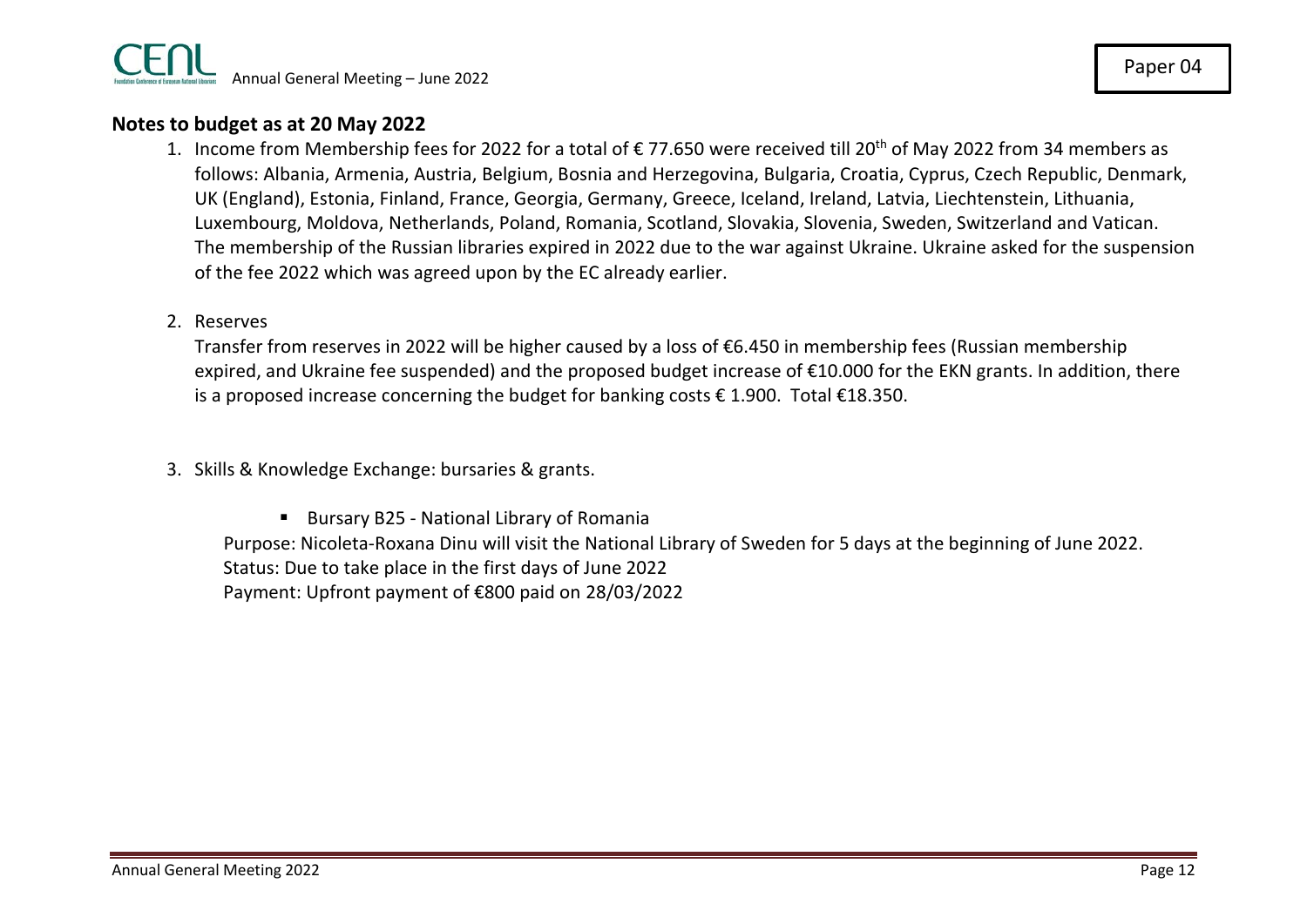## Notes to budget as at 20 May 2022

1. Income from Membership fees for 2022 for a total of € 77.650 were received till 20th of May 2022 from 34 members as follows: Albania, Armenia, Austria, Belgium, Bosnia and Herzegovina, Bulgaria, Croatia, Cyprus, Czech Republic, Denmark, UK (England), Estonia, Finland, France, Georgia, Germany, Greece, Iceland, Ireland, Latvia, Liechtenstein, Lithuania, Luxembourg, Moldova, Netherlands, Poland, Romania, Scotland, Slovakia, Slovenia, Sweden, Switzerland and Vatican. The membership of the Russian libraries expired in 2022 due to the war against Ukraine. Ukraine asked for the suspension of the fee 2022 which was agreed upon by the EC already earlier.

2. Reserves

   Transfer from reserves in 2022 will be higher caused by a loss of €6.450 in membership fees (Russian membership expired, and Ukraine fee suspended) and the proposed budget increase of €10.000 for the EKN grants. In addition, there is a proposed increase concerning the budget for banking costs € 1.900. Total €18.350.

3. Skills & Knowledge Exchange: bursaries & grants.

   - Bursary B25 - National Library of Romania

   Purpose: Nicoleta-Roxana Dinu will visit the National Library of Sweden for 5 days at the beginning of June 2022.
   Status: Due to take place in the first days of June 2022
   Payment: Upfront payment of €800 paid on 28/03/2022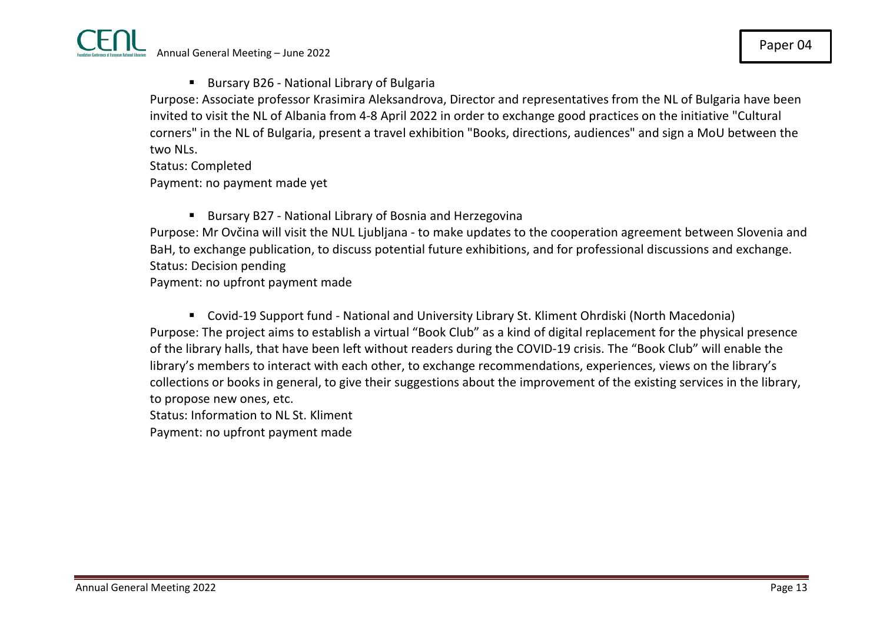- Bursary B26 - National Library of Bulgaria

Purpose: Associate professor Krasimira Aleksandrova, Director and representatives from the NL of Bulgaria have been invited to visit the NL of Albania from 4-8 April 2022 in order to exchange good practices on the initiative "Cultural corners" in the NL of Bulgaria, present a travel exhibition "Books, directions, audiences" and sign a MoU between the two NLs.
Status: Completed
Payment: no payment made yet

- Bursary B27 - National Library of Bosnia and Herzegovina

Purpose: Mr Ovčina will visit the NUL Ljubljana - to make updates to the cooperation agreement between Slovenia and BaH, to exchange publication, to discuss potential future exhibitions, and for professional discussions and exchange.
Status: Decision pending
Payment: no upfront payment made

- Covid-19 Support fund - National and University Library St. Kliment Ohrdiski (North Macedonia)

Purpose: The project aims to establish a virtual "Book Club" as a kind of digital replacement for the physical presence of the library halls, that have been left without readers during the COVID-19 crisis. The "Book Club" will enable the library's members to interact with each other, to exchange recommendations, experiences, views on the library's collections or books in general, to give their suggestions about the improvement of the existing services in the library, to propose new ones, etc.
Status: Information to NL St. Kliment
Payment: no upfront payment made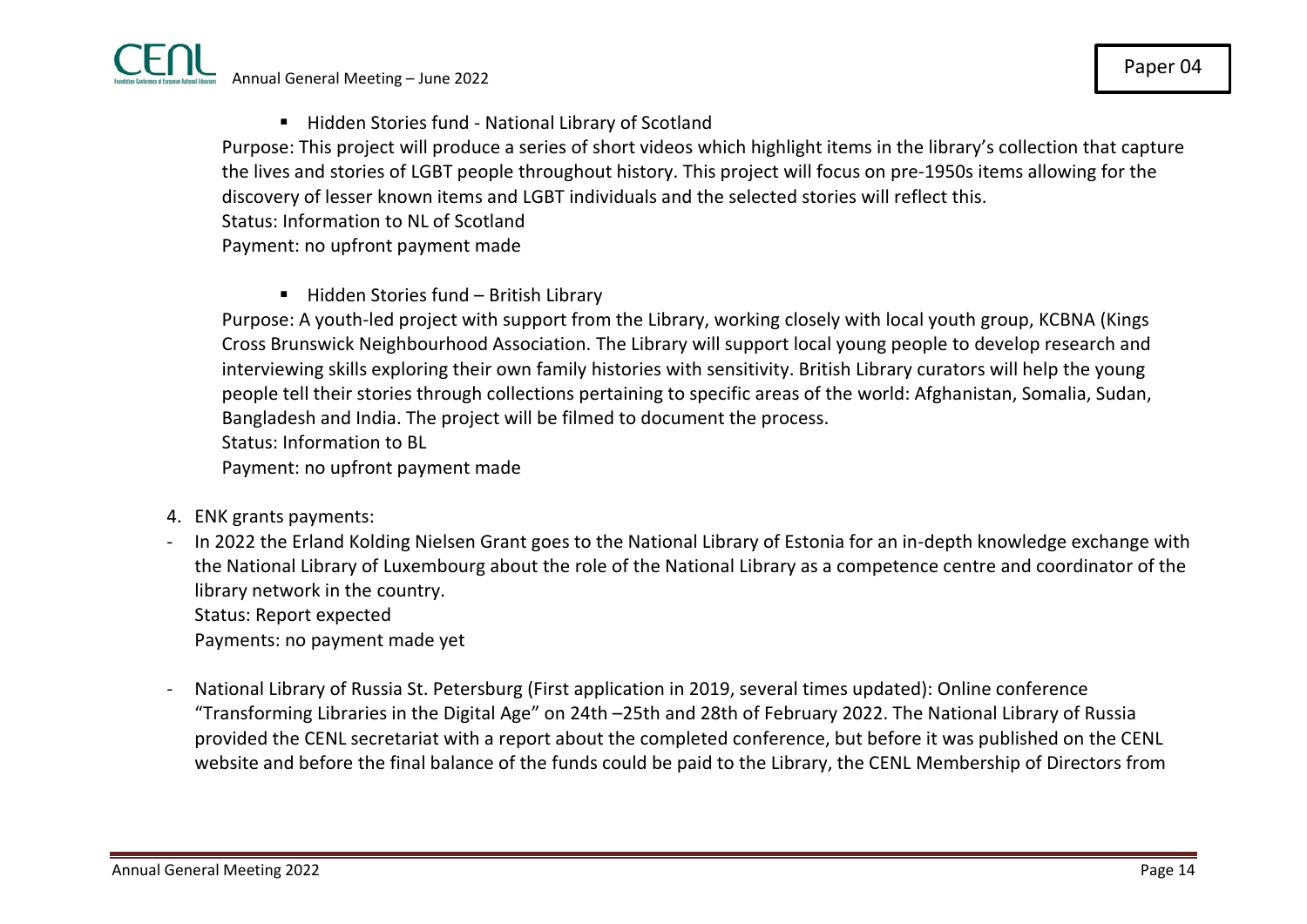- Hidden Stories fund - National Library of Scotland

Purpose: This project will produce a series of short videos which highlight items in the library's collection that capture the lives and stories of LGBT people throughout history. This project will focus on pre-1950s items allowing for the discovery of lesser known items and LGBT individuals and the selected stories will reflect this.
Status: Information to NL of Scotland
Payment: no upfront payment made

- Hidden Stories fund – British Library

Purpose: A youth-led project with support from the Library, working closely with local youth group, KCBNA (Kings Cross Brunswick Neighbourhood Association. The Library will support local young people to develop research and interviewing skills exploring their own family histories with sensitivity. British Library curators will help the young people tell their stories through collections pertaining to specific areas of the world: Afghanistan, Somalia, Sudan, Bangladesh and India. The project will be filmed to document the process.
Status: Information to BL
Payment: no upfront payment made

4. ENK grants payments:

- In 2022 the Erland Kolding Nielsen Grant goes to the National Library of Estonia for an in-depth knowledge exchange with the National Library of Luxembourg about the role of the National Library as a competence centre and coordinator of the library network in the country.
  Status: Report expected
  Payments: no payment made yet

- National Library of Russia St. Petersburg (First application in 2019, several times updated): Online conference "Transforming Libraries in the Digital Age" on 24th –25th and 28th of February 2022. The National Library of Russia provided the CENL secretariat with a report about the completed conference, but before it was published on the CENL website and before the final balance of the funds could be paid to the Library, the CENL Membership of Directors from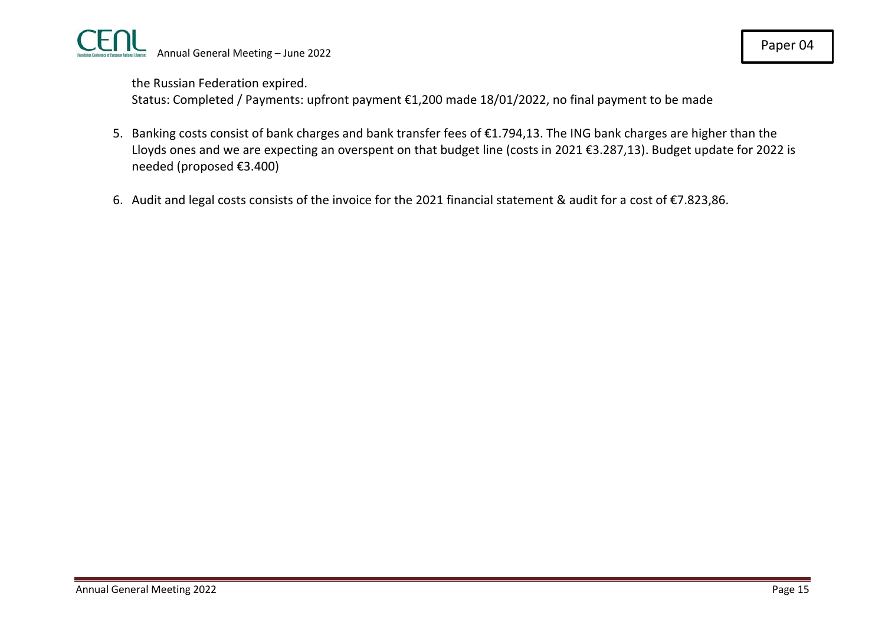the Russian Federation expired.
Status: Completed / Payments: upfront payment €1,200 made 18/01/2022, no final payment to be made

5. Banking costs consist of bank charges and bank transfer fees of €1.794,13. The ING bank charges are higher than the Lloyds ones and we are expecting an overspent on that budget line (costs in 2021 €3.287,13). Budget update for 2022 is needed (proposed €3.400)

6. Audit and legal costs consists of the invoice for the 2021 financial statement & audit for a cost of €7.823,86.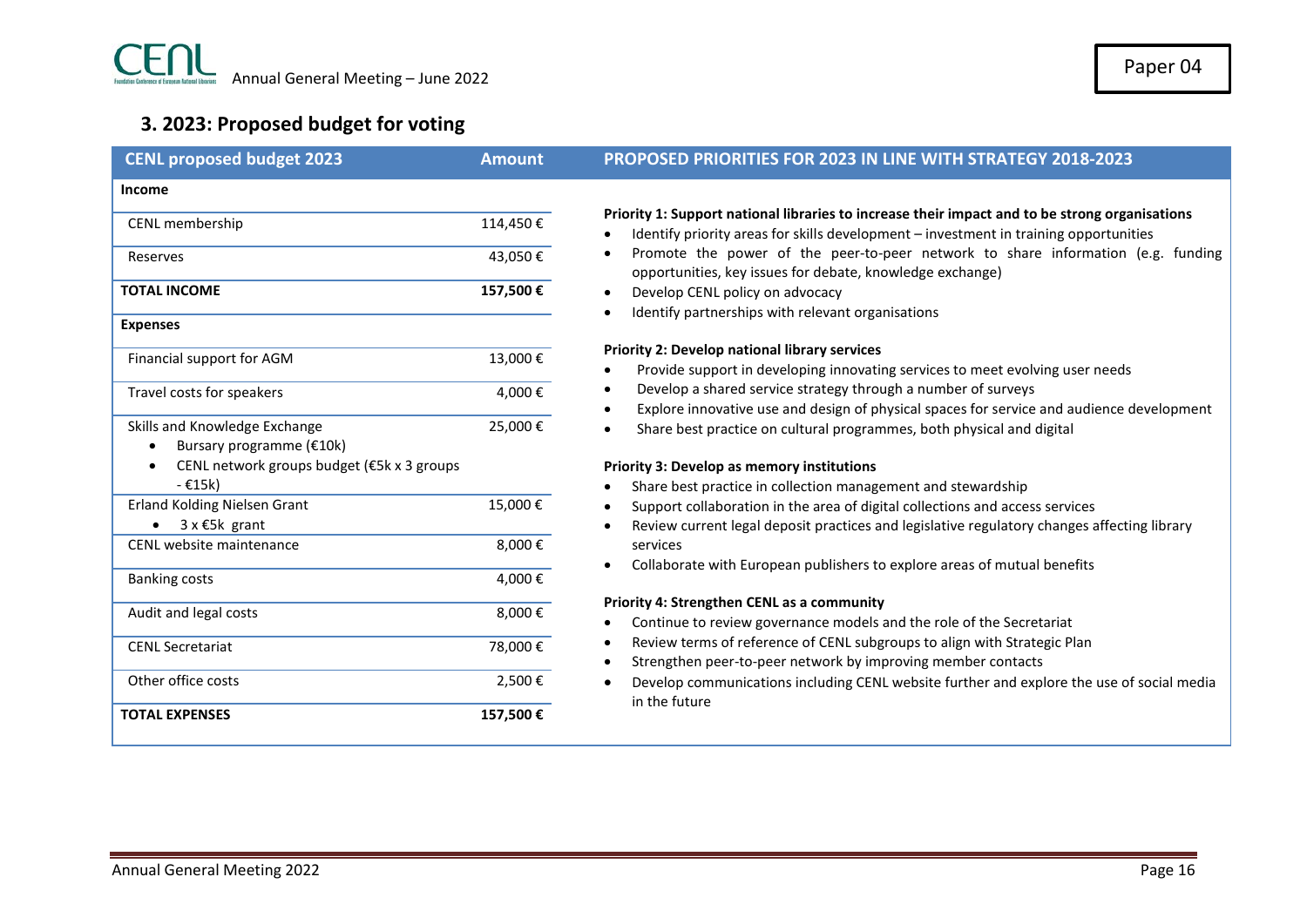Paper 04

## 3. 2023: Proposed budget for voting

| CENL proposed budget 2023 | Amount |
|---|---|
| **Income** | |
| CENL membership | 114,450 € |
| Reserves | 43,050 € |
| **TOTAL INCOME** | **157,500 €** |
| **Expenses** | |
| Financial support for AGM | 13,000 € |
| Travel costs for speakers | 4,000 € |
| Skills and Knowledge Exchange<br>• Bursary programme (€10k)<br>• CENL network groups budget (€5k x 3 groups - €15k) | 25,000 € |
| Erland Kolding Nielsen Grant<br>• 3 x €5k grant | 15,000 € |
| CENL website maintenance | 8,000 € |
| Banking costs | 4,000 € |
| Audit and legal costs | 8,000 € |
| CENL Secretariat | 78,000 € |
| Other office costs | 2,500 € |
| **TOTAL EXPENSES** | **157,500 €** |

### PROPOSED PRIORITIES FOR 2023 IN LINE WITH STRATEGY 2018-2023

**Priority 1: Support national libraries to increase their impact and to be strong organisations**

- Identify priority areas for skills development – investment in training opportunities
- Promote the power of the peer-to-peer network to share information (e.g. funding opportunities, key issues for debate, knowledge exchange)
- Develop CENL policy on advocacy
- Identify partnerships with relevant organisations

**Priority 2: Develop national library services**

- Provide support in developing innovating services to meet evolving user needs
- Develop a shared service strategy through a number of surveys
- Explore innovative use and design of physical spaces for service and audience development
- Share best practice on cultural programmes, both physical and digital

**Priority 3: Develop as memory institutions**

- Share best practice in collection management and stewardship
- Support collaboration in the area of digital collections and access services
- Review current legal deposit practices and legislative regulatory changes affecting library services
- Collaborate with European publishers to explore areas of mutual benefits

**Priority 4: Strengthen CENL as a community**

- Continue to review governance models and the role of the Secretariat
- Review terms of reference of CENL subgroups to align with Strategic Plan
- Strengthen peer-to-peer network by improving member contacts
- Develop communications including CENL website further and explore the use of social media in the future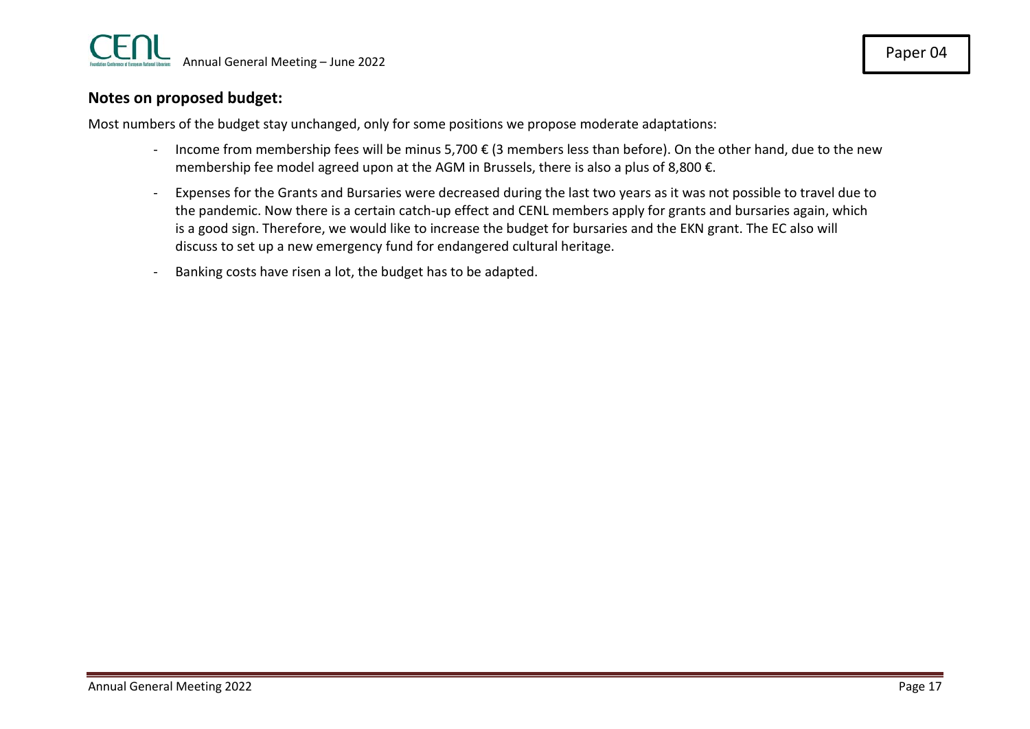Paper 04

## Notes on proposed budget:

Most numbers of the budget stay unchanged, only for some positions we propose moderate adaptations:

- Income from membership fees will be minus 5,700 € (3 members less than before). On the other hand, due to the new membership fee model agreed upon at the AGM in Brussels, there is also a plus of 8,800 €.
- Expenses for the Grants and Bursaries were decreased during the last two years as it was not possible to travel due to the pandemic. Now there is a certain catch-up effect and CENL members apply for grants and bursaries again, which is a good sign. Therefore, we would like to increase the budget for bursaries and the EKN grant. The EC also will discuss to set up a new emergency fund for endangered cultural heritage.
- Banking costs have risen a lot, the budget has to be adapted.